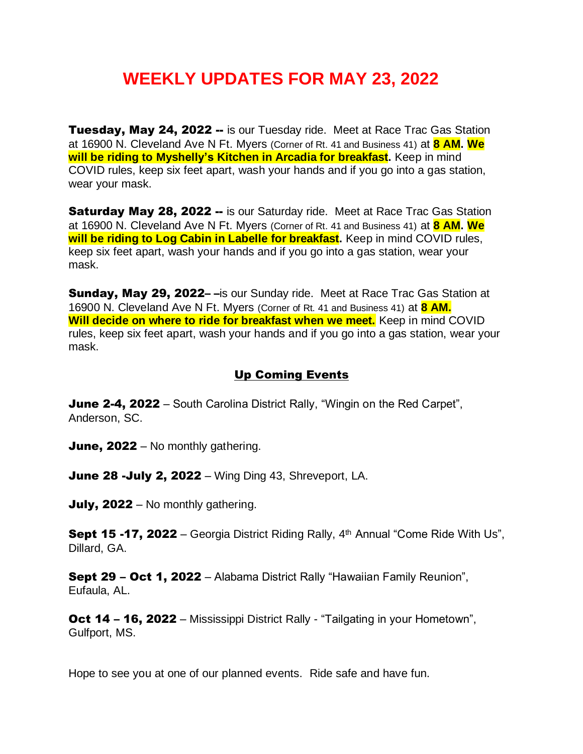# WEEKLY UPDATES FOR MAY 23, 2022

**Tuesday, May 24, 2022 --** is our Tuesday ride. Meet at Race Trac Gas Station at 16900 N. Cleveland Ave N Ft. Myers (Corner of Rt. 41 and Business 41) at **8 AM. We will be riding to Myshelly's Kitchen in Arcadia for breakfast.** Keep in mind COVID rules, keep six feet apart, wash your hands and if you go into a gas station, wear your mask.

**Saturday May 28, 2022 --** is our Saturday ride. Meet at Race Trac Gas Station at 16900 N. Cleveland Ave N Ft. Myers (Corner of Rt. 41 and Business 41) at **8 AM. We will be riding to Log Cabin in Labelle for breakfast.** Keep in mind COVID rules, keep six feet apart, wash your hands and if you go into a gas station, wear your mask.

**Sunday, May 29, 2022– –**is our Sunday ride. Meet at Race Trac Gas Station at 16900 N. Cleveland Ave N Ft. Myers (Corner of Rt. 41 and Business 41) at **8 AM. Will decide on where to ride for breakfast when we meet.** Keep in mind COVID rules, keep six feet apart, wash your hands and if you go into a gas station, wear your mask.

## Up Coming Events

**June 2-4, 2022** – South Carolina District Rally, "Wingin on the Red Carpet", Anderson, SC.

**June, 2022** – No monthly gathering.

**June 28 -July 2, 2022** – Wing Ding 43, Shreveport, LA.

**July, 2022** – No monthly gathering.

**Sept 15 -17, 2022** – Georgia District Riding Rally, 4th Annual "Come Ride With Us", Dillard, GA.

**Sept 29 – Oct 1, 2022** – Alabama District Rally "Hawaiian Family Reunion", Eufaula, AL.

**Oct 14 – 16, 2022** – Mississippi District Rally - "Tailgating in your Hometown", Gulfport, MS.

Hope to see you at one of our planned events. Ride safe and have fun.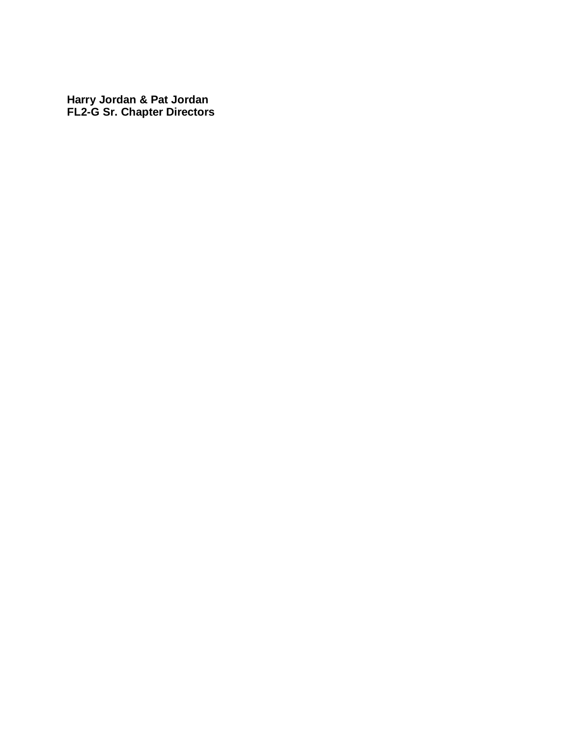**Harry Jordan & Pat Jordan**
**FL2-G Sr. Chapter Directors**